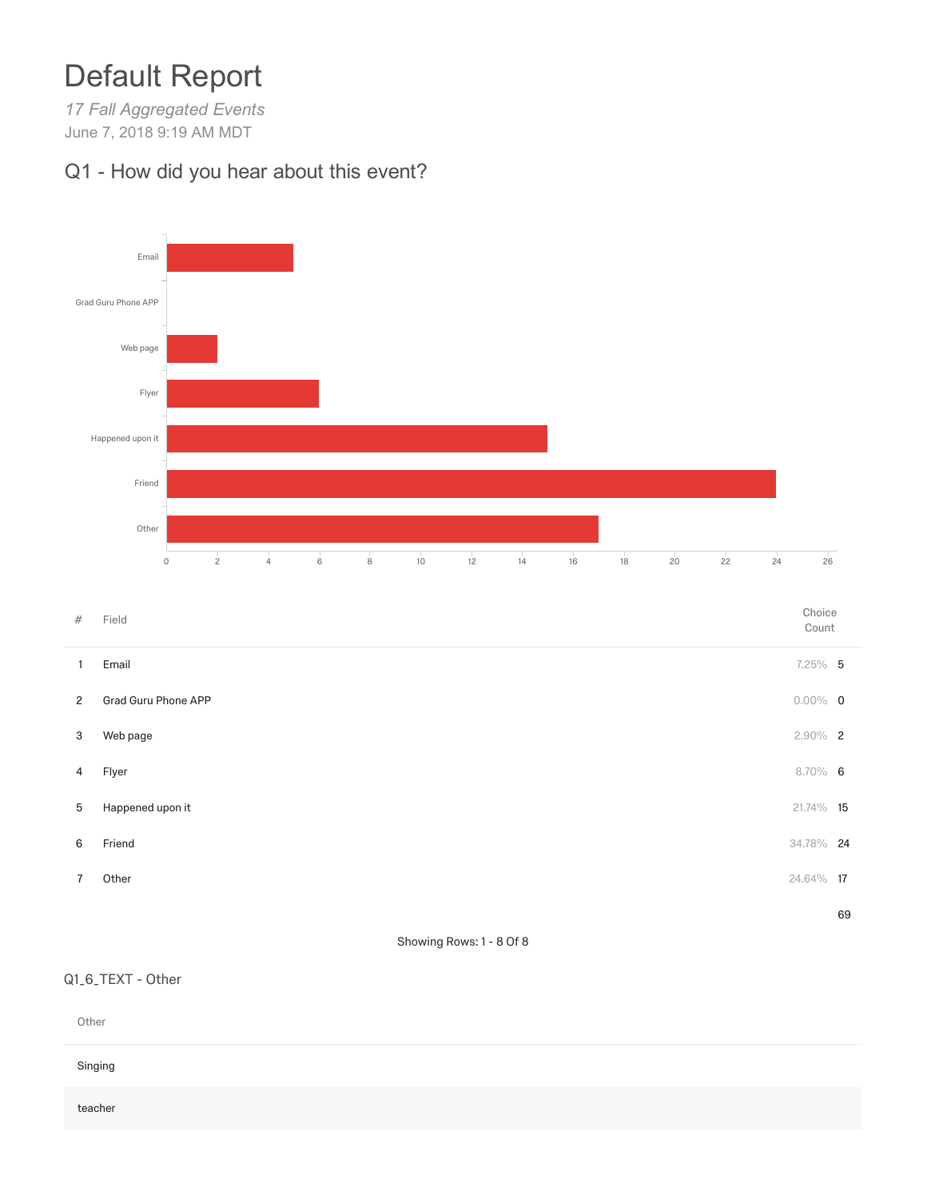# Default Report

*17 Fall Aggregated Events*

June 7, 2018 9:19 AM MDT

## Q1 - How did you hear about this event?

| # | Field | Choice Count | |
|---|---|---|---|
| 1 | Email | 7.25% | 5 |
| 2 | Grad Guru Phone APP | 0.00% | 0 |
| 3 | Web page | 2.90% | 2 |
| 4 | Flyer | 8.70% | 6 |
| 5 | Happened upon it | 21.74% | 15 |
| 6 | Friend | 34.78% | 24 |
| 7 | Other | 24.64% | 17 |
| | | | 69 |

Showing Rows: 1 - 8 Of 8

### Q1_6_TEXT - Other

| Other |
|---|
| Singing |
| teacher |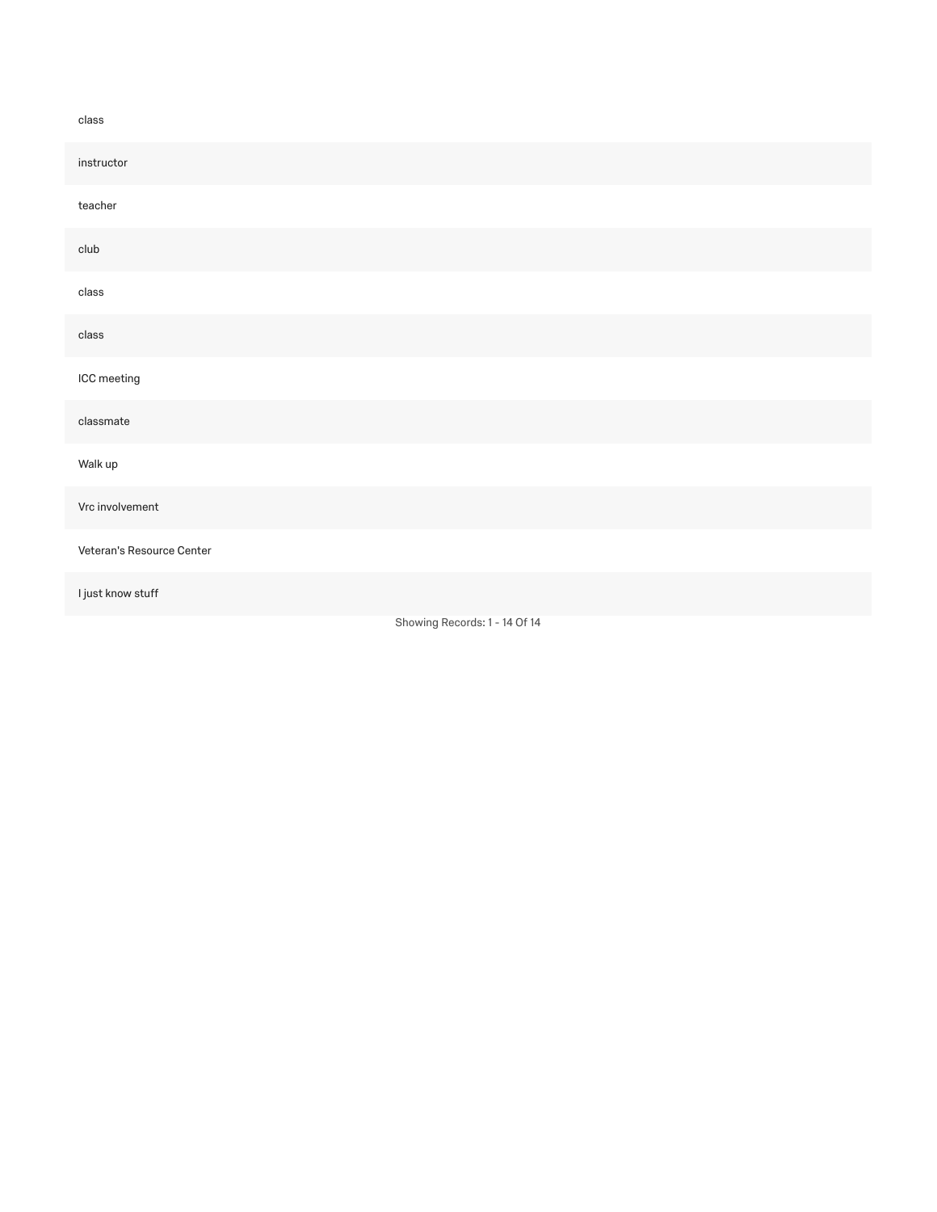| |
|---|
| class |
| instructor |
| teacher |
| club |
| class |
| class |
| ICC meeting |
| classmate |
| Walk up |
| Vrc involvement |
| Veteran's Resource Center |
| I just know stuff |

Showing Records: 1 - 14 Of 14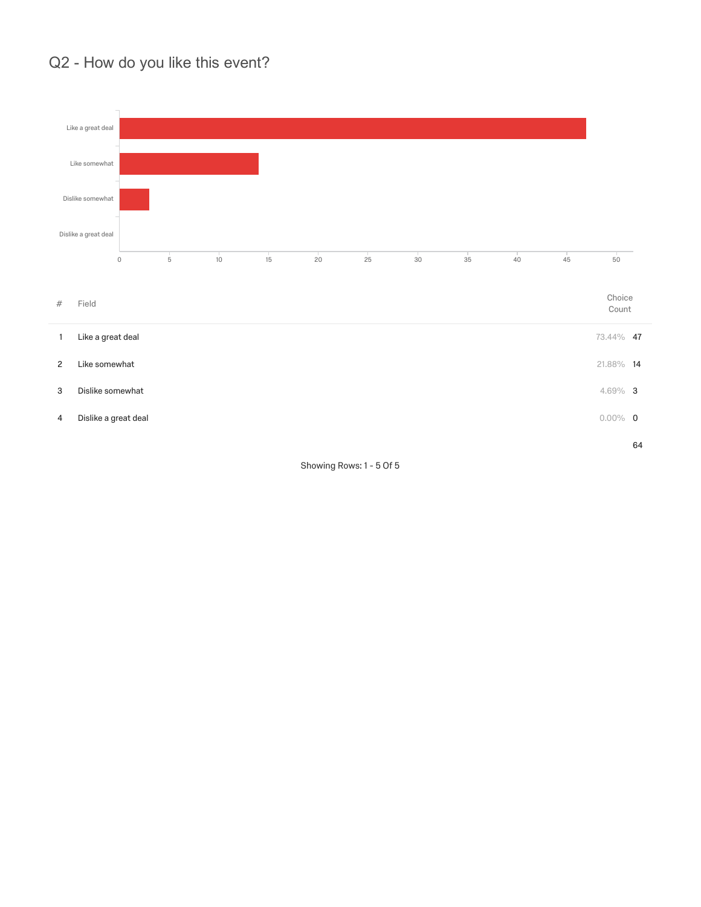## Q2 - How do you like this event?

| # | Field | Choice Count | |
|---|---|---|---|
| 1 | Like a great deal | 73.44% | 47 |
| 2 | Like somewhat | 21.88% | 14 |
| 3 | Dislike somewhat | 4.69% | 3 |
| 4 | Dislike a great deal | 0.00% | 0 |
| | | | 64 |

Showing Rows: 1 - 5 Of 5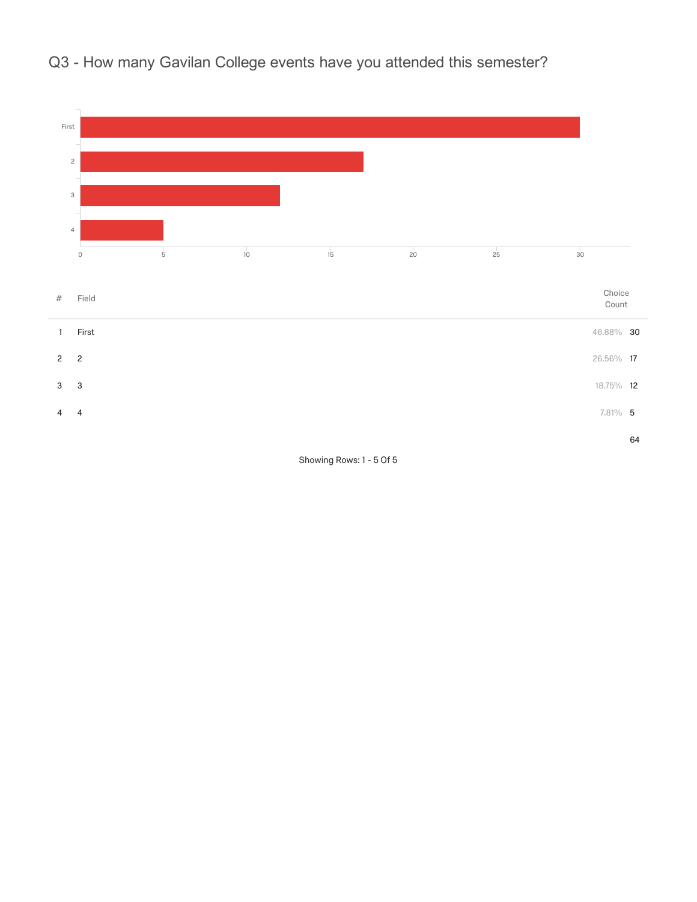# Q3 - How many Gavilan College events have you attended this semester?

| # | Field | | Choice Count |
|---|---|---|---|
| 1 | First | 46.88% | 30 |
| 2 | 2 | 26.56% | 17 |
| 3 | 3 | 18.75% | 12 |
| 4 | 4 | 7.81% | 5 |
| | | | 64 |

Showing Rows: 1 - 5 Of 5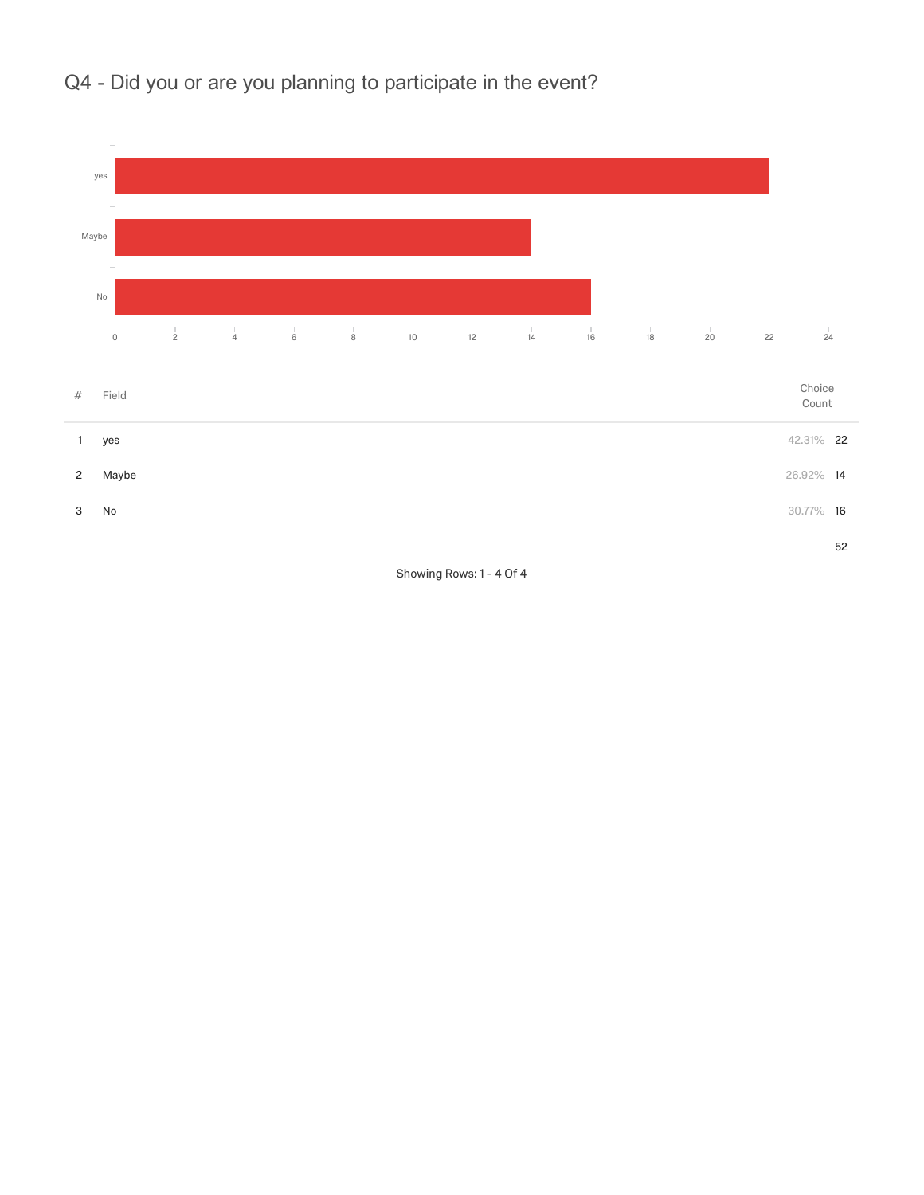## Q4 - Did you or are you planning to participate in the event?

| # | Field | Choice Count | |
|---|---|---|---|
| 1 | yes | 42.31% | 22 |
| 2 | Maybe | 26.92% | 14 |
| 3 | No | 30.77% | 16 |
| | | | 52 |

Showing Rows: 1 - 4 Of 4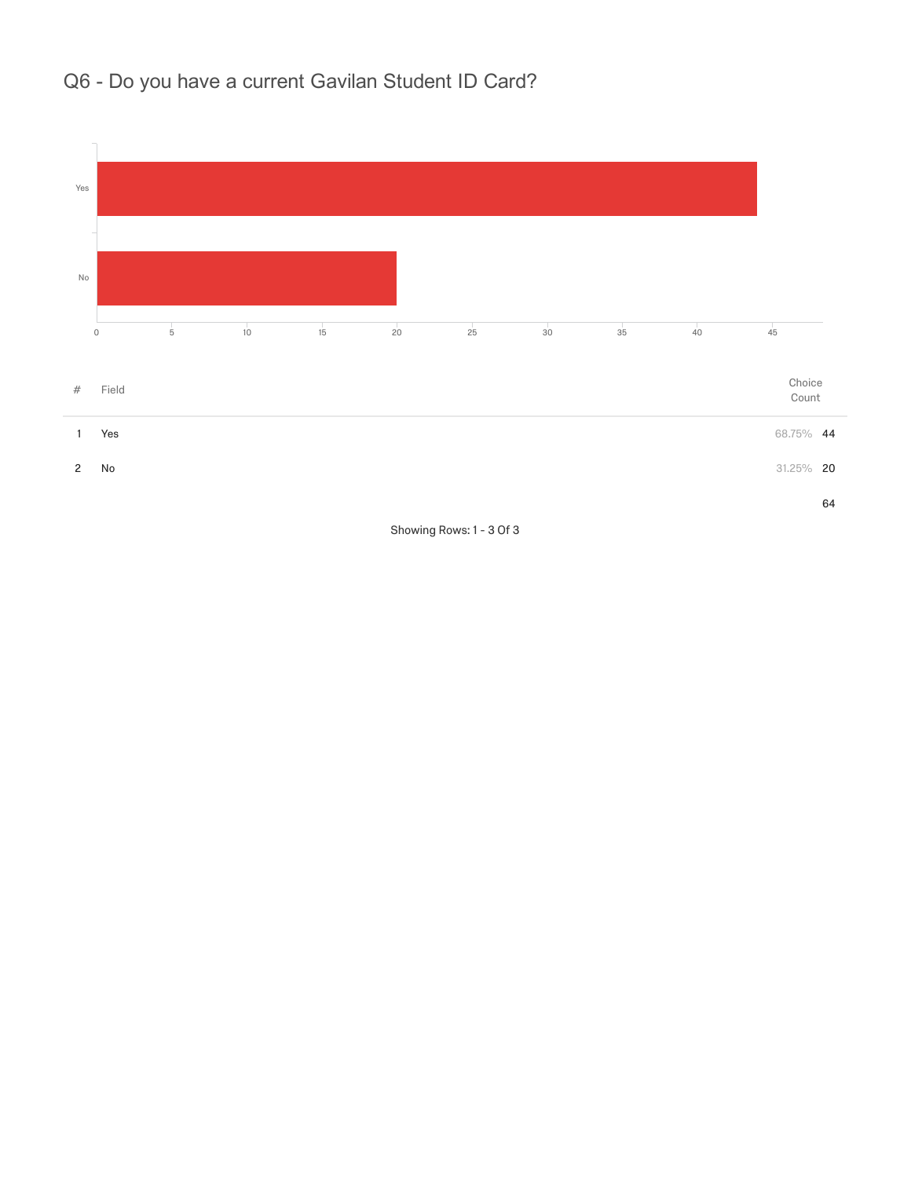# Q6 - Do you have a current Gavilan Student ID Card?

| # | Field | Choice Count | |
|---|---|---|---|
| 1 | Yes | 68.75% | 44 |
| 2 | No | 31.25% | 20 |
| | | | 64 |

Showing Rows: 1 - 3 Of 3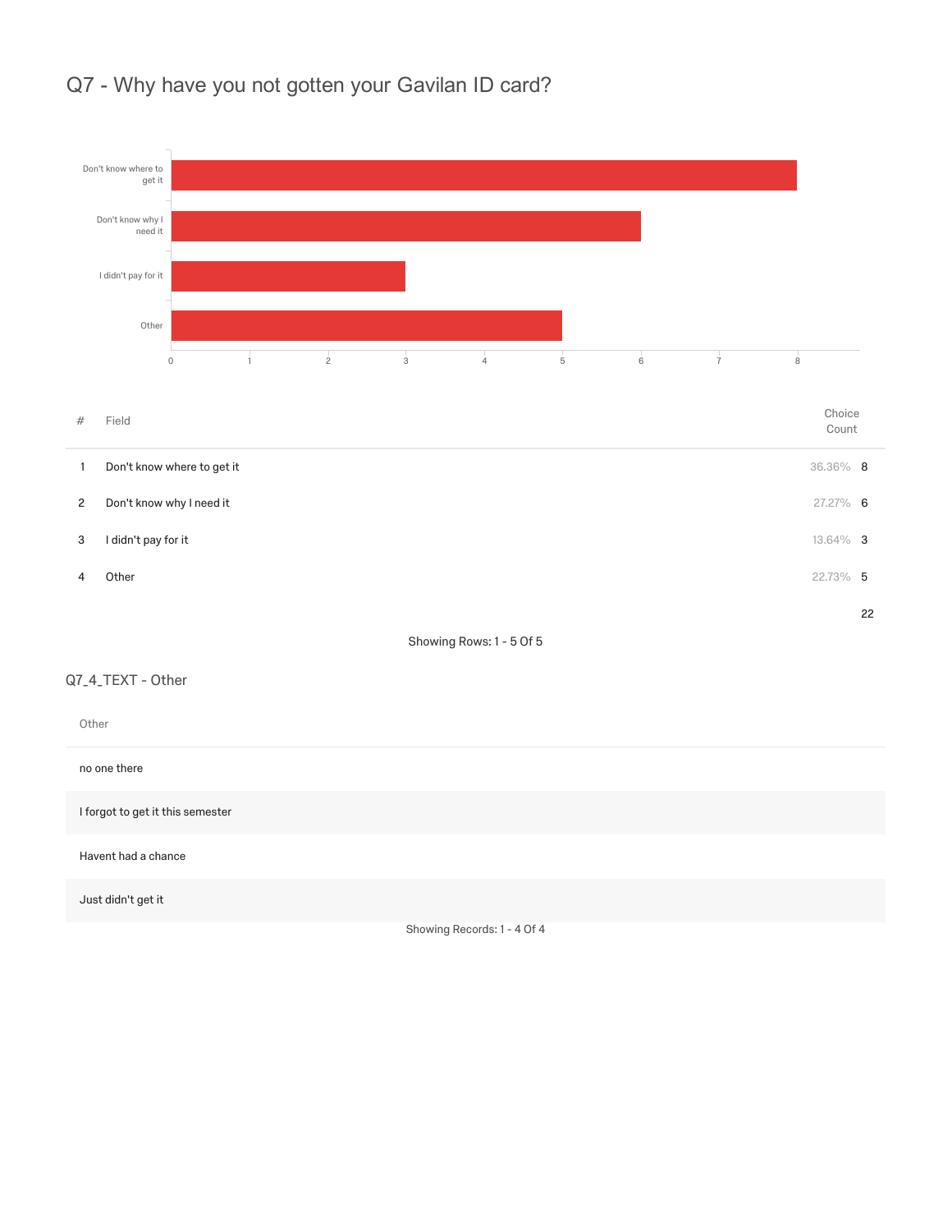## Q7 - Why have you not gotten your Gavilan ID card?

| # | Field | Choice Count | |
|---|---|---|---|
| 1 | Don't know where to get it | 36.36% | 8 |
| 2 | Don't know why I need it | 27.27% | 6 |
| 3 | I didn't pay for it | 13.64% | 3 |
| 4 | Other | 22.73% | 5 |
| | | | 22 |

Showing Rows: 1 - 5 Of 5

### Q7_4_TEXT - Other

| Other |
|---|
| no one there |
| I forgot to get it this semester |
| Havent had a chance |
| Just didn't get it |

Showing Records: 1 - 4 Of 4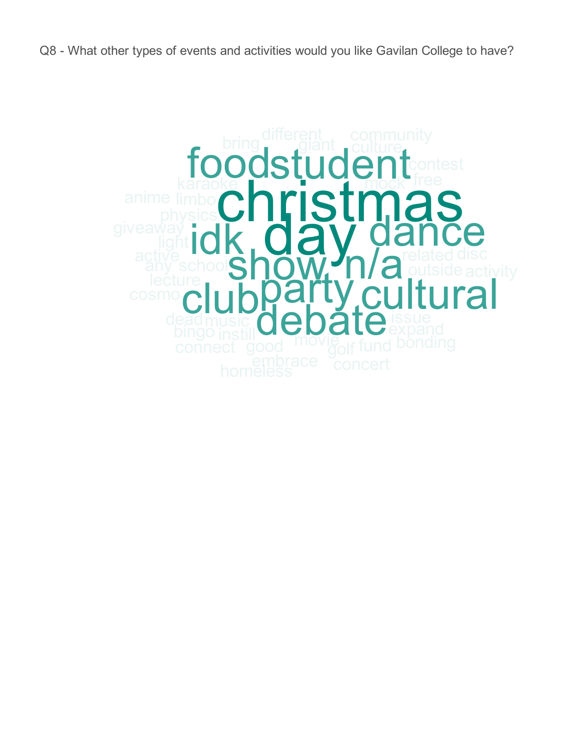Q8 - What other types of events and activities would you like Gavilan College to have?

different
community
bring
giant
culture
food
student
contest
karaoke
mock
free
anime
limbo
christmas
physics
giveaway
idk
day
dance
light
active
related
disc
any
school
show
n/a
outside
activity
lecture
cosmo
club
party
cultural
issue
dead
music
debate
expand
bingo
instill
movie
connect
good
golf
fund
bonding
embrace
concert
homeless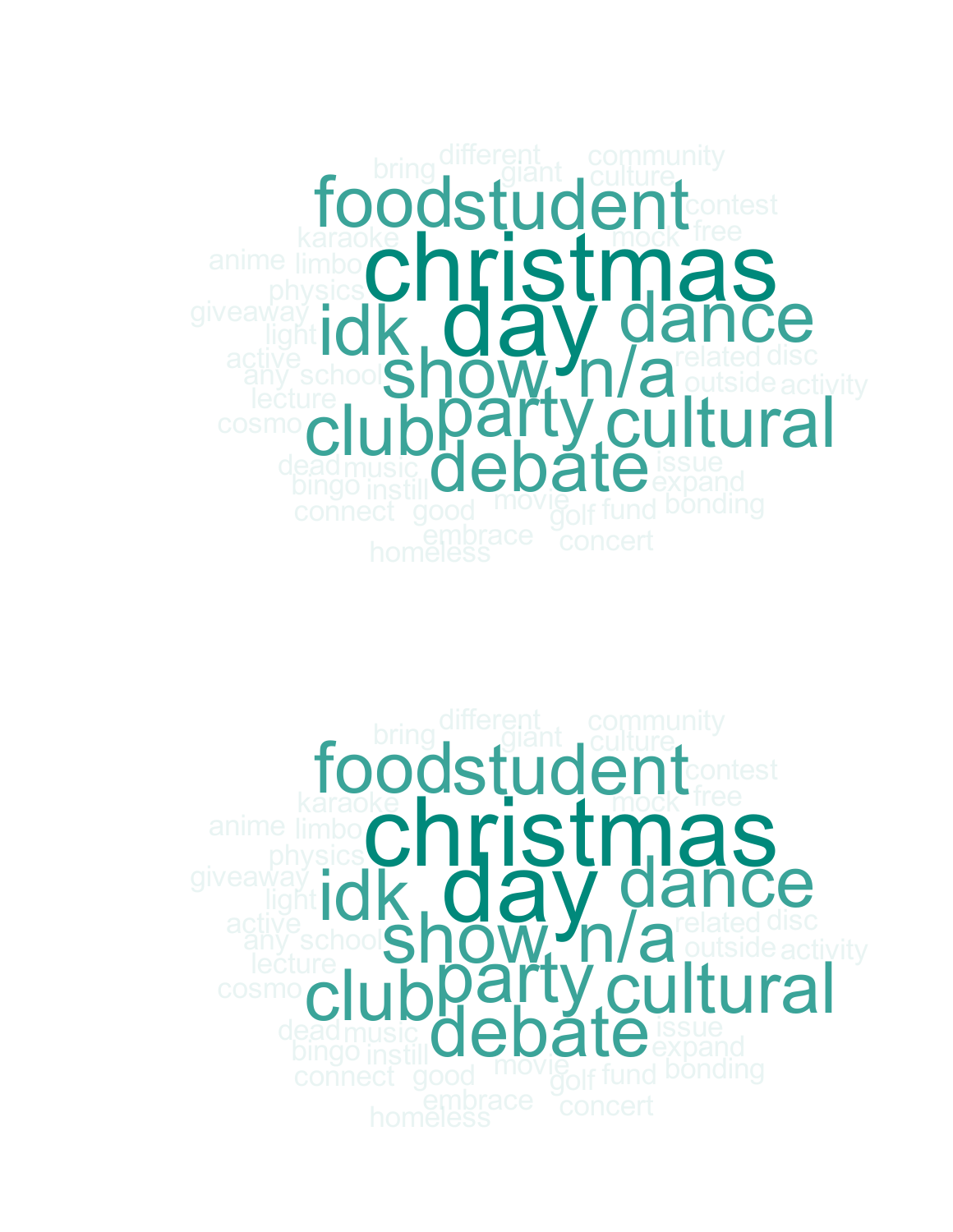different community
bring giant culture
foodstudent contest
karaoke mock free
anime limbo christmas
physics
giveaway idk day dance
light
active related disc
any school show n/a outside activity
lecture
cosmo club party cultural
dead music issue
bingo instill debate expand
connect good movie golf fund bonding
embrace concert
homeless

different community
bring giant culture
foodstudent contest
karaoke mock free
anime limbo christmas
physics
giveaway idk day dance
light
active related disc
any school show n/a outside activity
lecture
cosmo club party cultural
dead music issue
bingo instill debate expand
connect good movie golf fund bonding
embrace concert
homeless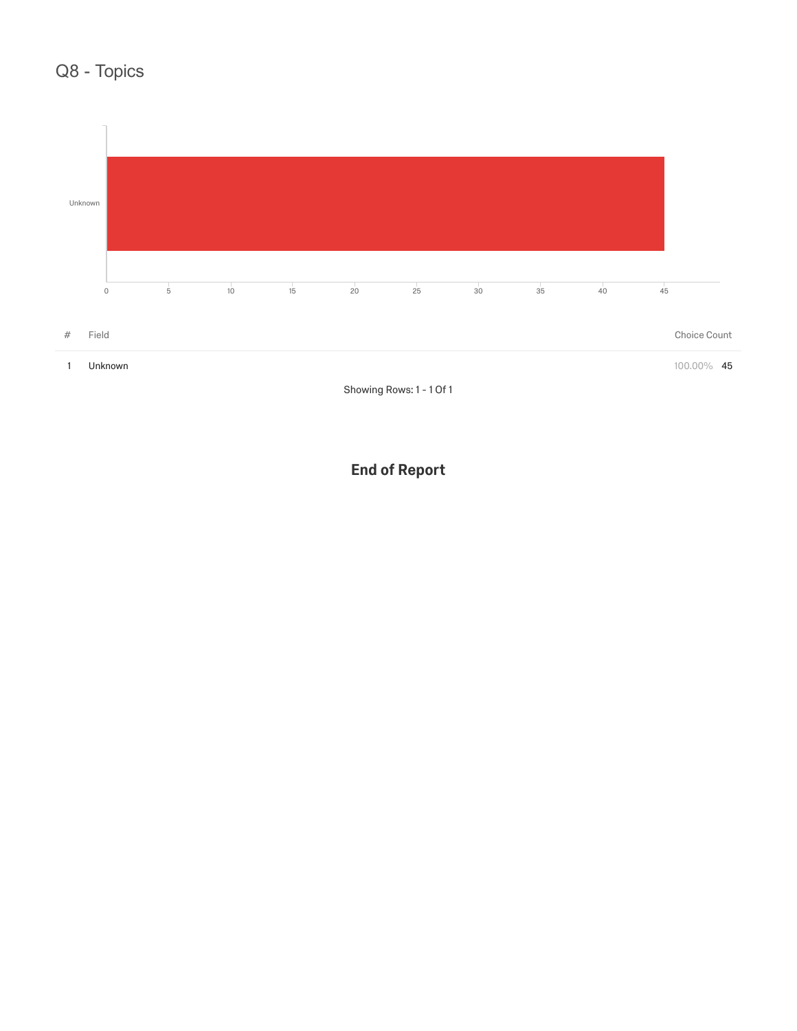## Q8 - Topics

Unknown

0
5
10
15
20
25
30
35
40
45

| # | Field | Choice Count | |
|---|---|---|---|
| 1 | Unknown | 100.00% | 45 |

Showing Rows: 1 - 1 Of 1

**End of Report**